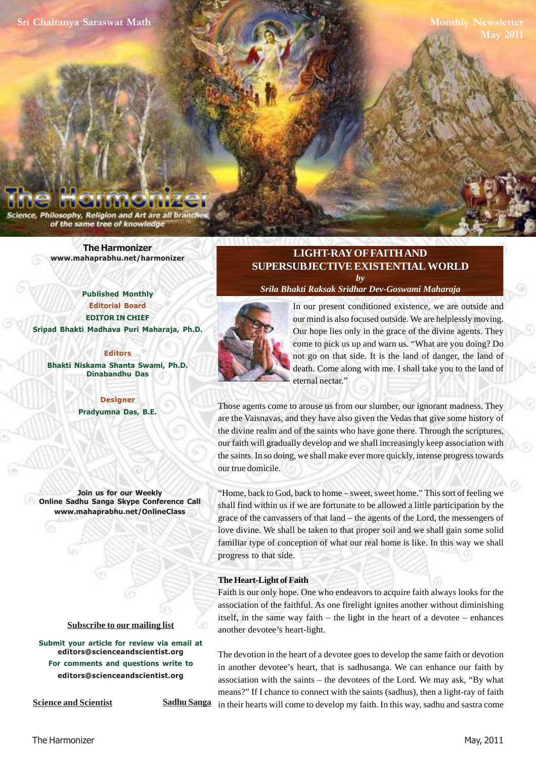Sri Chaitanya Saraswat Math

Monthly Newsletter
May 2011

# The Harmonizer

Science, Philosophy, Religion and Art are all branches of the same tree of knowledge

**The Harmonizer**
www.mahaprabhu.net/harmonizer

Published Monthly

Editorial Board

EDITOR IN CHIEF
Sripad Bhakti Madhava Puri Maharaja, Ph.D.

Editors
Bhakti Niskama Shanta Swami, Ph.D.
Dinabandhu Das

Designer
Pradyumna Das, B.E.

Join us for our Weekly Online Sadhu Sanga Skype Conference Call
www.mahaprabhu.net/OnlineClass

Subscribe to our mailing list

Submit your article for review via email at
editors@scienceandscientist.org
For comments and questions write to
editors@scienceandscientist.org

Science and Scientist

Sadhu Sanga

## LIGHT-RAY OF FAITH AND SUPERSUBJECTIVE EXISTENTIAL WORLD

*by*

*Srila Bhakti Raksak Sridhar Dev-Goswami Maharaja*

In our present conditioned existence, we are outside and our mind is also focused outside. We are helplessly moving. Our hope lies only in the grace of the divine agents. They come to pick us up and warn us. "What are you doing? Do not go on that side. It is the land of danger, the land of death. Come along with me. I shall take you to the land of eternal nectar."

Those agents come to arouse us from our slumber, our ignorant madness. They are the Vaisnavas, and they have also given the Vedas that give some history of the divine realm and of the saints who have gone there. Through the scriptures, our faith will gradually develop and we shall increasingly keep association with the saints. In so doing, we shall make ever more quickly, intense progress towards our true domicile.

"Home, back to God, back to home – sweet, sweet home." This sort of feeling we shall find within us if we are fortunate to be allowed a little participation by the grace of the canvassers of that land – the agents of the Lord, the messengers of love divine. We shall be taken to that proper soil and we shall gain some solid familiar type of conception of what our real home is like. In this way we shall progress to that side.

### The Heart-Light of Faith

Faith is our only hope. One who endeavors to acquire faith always looks for the association of the faithful. As one firelight ignites another without diminishing itself, in the same way faith – the light in the heart of a devotee – enhances another devotee's heart-light.

The devotion in the heart of a devotee goes to develop the same faith or devotion in another devotee's heart, that is sadhusanga. We can enhance our faith by association with the saints – the devotees of the Lord. We may ask, "By what means?" If I chance to connect with the saints (sadhus), then a light-ray of faith in their hearts will come to develop my faith. In this way, sadhu and sastra come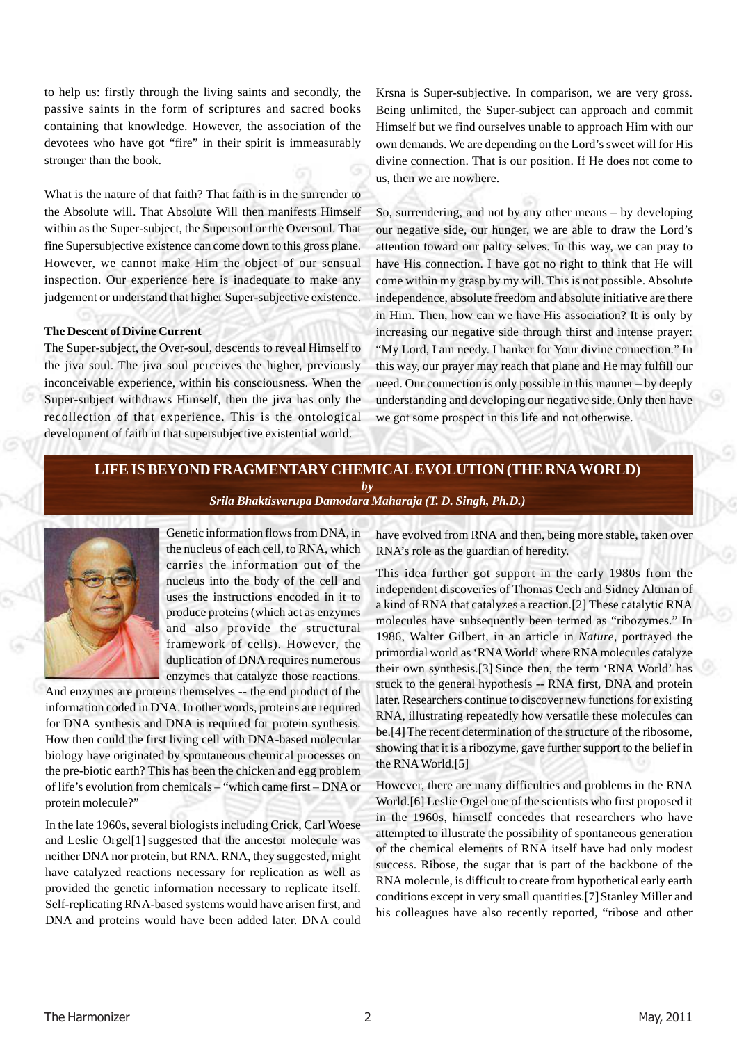to help us: firstly through the living saints and secondly, the passive saints in the form of scriptures and sacred books containing that knowledge. However, the association of the devotees who have got "fire" in their spirit is immeasurably stronger than the book.

What is the nature of that faith? That faith is in the surrender to the Absolute will. That Absolute Will then manifests Himself within as the Super-subject, the Supersoul or the Oversoul. That fine Supersubjective existence can come down to this gross plane. However, we cannot make Him the object of our sensual inspection. Our experience here is inadequate to make any judgement or understand that higher Super-subjective existence.

**The Descent of Divine Current**

The Super-subject, the Over-soul, descends to reveal Himself to the jiva soul. The jiva soul perceives the higher, previously inconceivable experience, within his consciousness. When the Super-subject withdraws Himself, then the jiva has only the recollection of that experience. This is the ontological development of faith in that supersubjective existential world.

Krsna is Super-subjective. In comparison, we are very gross. Being unlimited, the Super-subject can approach and commit Himself but we find ourselves unable to approach Him with our own demands. We are depending on the Lord's sweet will for His divine connection. That is our position. If He does not come to us, then we are nowhere.

So, surrendering, and not by any other means – by developing our negative side, our hunger, we are able to draw the Lord's attention toward our paltry selves. In this way, we can pray to have His connection. I have got no right to think that He will come within my grasp by my will. This is not possible. Absolute independence, absolute freedom and absolute initiative are there in Him. Then, how can we have His association? It is only by increasing our negative side through thirst and intense prayer: "My Lord, I am needy. I hanker for Your divine connection." In this way, our prayer may reach that plane and He may fulfill our need. Our connection is only possible in this manner – by deeply understanding and developing our negative side. Only then have we got some prospect in this life and not otherwise.

## LIFE IS BEYOND FRAGMENTARY CHEMICAL EVOLUTION (THE RNA WORLD)

***by***

***Srila Bhaktisvarupa Damodara Maharaja (T. D. Singh, Ph.D.)***

Genetic information flows from DNA, in the nucleus of each cell, to RNA, which carries the information out of the nucleus into the body of the cell and uses the instructions encoded in it to produce proteins (which act as enzymes and also provide the structural framework of cells). However, the duplication of DNA requires numerous enzymes that catalyze those reactions. And enzymes are proteins themselves -- the end product of the information coded in DNA. In other words, proteins are required for DNA synthesis and DNA is required for protein synthesis. How then could the first living cell with DNA-based molecular biology have originated by spontaneous chemical processes on the pre-biotic earth? This has been the chicken and egg problem of life's evolution from chemicals – "which came first – DNA or protein molecule?"

In the late 1960s, several biologists including Crick, Carl Woese and Leslie Orgel[1] suggested that the ancestor molecule was neither DNA nor protein, but RNA. RNA, they suggested, might have catalyzed reactions necessary for replication as well as provided the genetic information necessary to replicate itself. Self-replicating RNA-based systems would have arisen first, and DNA and proteins would have been added later. DNA could have evolved from RNA and then, being more stable, taken over RNA's role as the guardian of heredity.

This idea further got support in the early 1980s from the independent discoveries of Thomas Cech and Sidney Altman of a kind of RNA that catalyzes a reaction.[2] These catalytic RNA molecules have subsequently been termed as "ribozymes." In 1986, Walter Gilbert, in an article in *Nature*, portrayed the primordial world as 'RNA World' where RNA molecules catalyze their own synthesis.[3] Since then, the term 'RNA World' has stuck to the general hypothesis -- RNA first, DNA and protein later. Researchers continue to discover new functions for existing RNA, illustrating repeatedly how versatile these molecules can be.[4] The recent determination of the structure of the ribosome, showing that it is a ribozyme, gave further support to the belief in the RNA World.[5]

However, there are many difficulties and problems in the RNA World.[6] Leslie Orgel one of the scientists who first proposed it in the 1960s, himself concedes that researchers who have attempted to illustrate the possibility of spontaneous generation of the chemical elements of RNA itself have had only modest success. Ribose, the sugar that is part of the backbone of the RNA molecule, is difficult to create from hypothetical early earth conditions except in very small quantities.[7] Stanley Miller and his colleagues have also recently reported, "ribose and other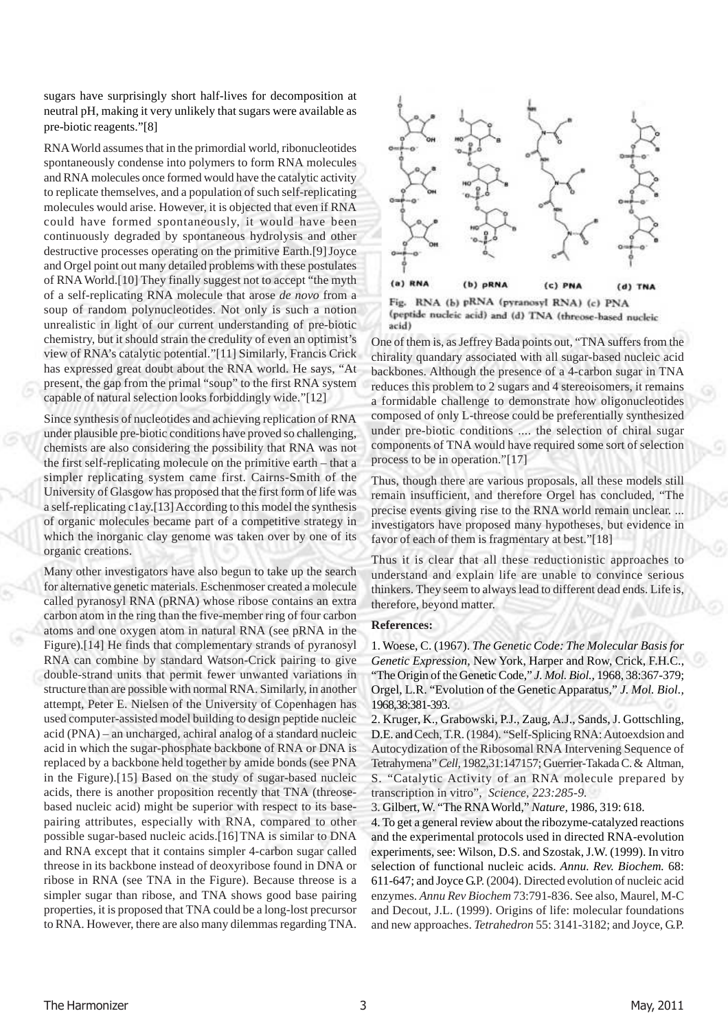sugars have surprisingly short half-lives for decomposition at neutral pH, making it very unlikely that sugars were available as pre-biotic reagents."[8]

RNA World assumes that in the primordial world, ribonucleotides spontaneously condense into polymers to form RNA molecules and RNA molecules once formed would have the catalytic activity to replicate themselves, and a population of such self-replicating molecules would arise. However, it is objected that even if RNA could have formed spontaneously, it would have been continuously degraded by spontaneous hydrolysis and other destructive processes operating on the primitive Earth.[9] Joyce and Orgel point out many detailed problems with these postulates of RNA World.[10] They finally suggest not to accept "the myth of a self-replicating RNA molecule that arose *de novo* from a soup of random polynucleotides. Not only is such a notion unrealistic in light of our current understanding of pre-biotic chemistry, but it should strain the credulity of even an optimist's view of RNA's catalytic potential."[11] Similarly, Francis Crick has expressed great doubt about the RNA world. He says, "At present, the gap from the primal "soup" to the first RNA system capable of natural selection looks forbiddingly wide."[12]

Since synthesis of nucleotides and achieving replication of RNA under plausible pre-biotic conditions have proved so challenging, chemists are also considering the possibility that RNA was not the first self-replicating molecule on the primitive earth – that a simpler replicating system came first. Cairns-Smith of the University of Glasgow has proposed that the first form of life was a self-replicating c1ay.[13] According to this model the synthesis of organic molecules became part of a competitive strategy in which the inorganic clay genome was taken over by one of its organic creations.

Many other investigators have also begun to take up the search for alternative genetic materials. Eschenmoser created a molecule called pyranosyl RNA (pRNA) whose ribose contains an extra carbon atom in the ring than the five-member ring of four carbon atoms and one oxygen atom in natural RNA (see pRNA in the Figure).[14] He finds that complementary strands of pyranosyl RNA can combine by standard Watson-Crick pairing to give double-strand units that permit fewer unwanted variations in structure than are possible with normal RNA. Similarly, in another attempt, Peter E. Nielsen of the University of Copenhagen has used computer-assisted model building to design peptide nucleic acid (PNA) – an uncharged, achiral analog of a standard nucleic acid in which the sugar-phosphate backbone of RNA or DNA is replaced by a backbone held together by amide bonds (see PNA in the Figure).[15] Based on the study of sugar-based nucleic acids, there is another proposition recently that TNA (threose-based nucleic acid) might be superior with respect to its base-pairing attributes, especially with RNA, compared to other possible sugar-based nucleic acids.[16] TNA is similar to DNA and RNA except that it contains simpler 4-carbon sugar called threose in its backbone instead of deoxyribose found in DNA or ribose in RNA (see TNA in the Figure). Because threose is a simpler sugar than ribose, and TNA shows good base pairing properties, it is proposed that TNA could be a long-lost precursor to RNA. However, there are also many dilemmas regarding TNA.

(a) RNA (b) pRNA (c) PNA (d) TNA

Fig. RNA (b) pRNA (pyranosyl RNA) (c) PNA (peptide nucleic acid) and (d) TNA (threose-based nucleic acid)

One of them is, as Jeffrey Bada points out, "TNA suffers from the chirality quandary associated with all sugar-based nucleic acid backbones. Although the presence of a 4-carbon sugar in TNA reduces this problem to 2 sugars and 4 stereoisomers, it remains a formidable challenge to demonstrate how oligonucleotides composed of only L-threose could be preferentially synthesized under pre-biotic conditions .... the selection of chiral sugar components of TNA would have required some sort of selection process to be in operation."[17]

Thus, though there are various proposals, all these models still remain insufficient, and therefore Orgel has concluded, "The precise events giving rise to the RNA world remain unclear. ... investigators have proposed many hypotheses, but evidence in favor of each of them is fragmentary at best."[18]

Thus it is clear that all these reductionistic approaches to understand and explain life are unable to convince serious thinkers. They seem to always lead to different dead ends. Life is, therefore, beyond matter.

**References:**

1. Woese, C. (1967). *The Genetic Code: The Molecular Basis for Genetic Expression*, New York, Harper and Row, Crick, F.H.C., "The Origin of the Genetic Code," *J. Mol. Biol.*, 1968, 38:367-379; Orgel, L.R. "Evolution of the Genetic Apparatus," *J. Mol. Biol.*, 1968,38:381-393.

2. Kruger, K., Grabowski, P.J., Zaug, A.J., Sands, J. Gottschling, D.E. and Cech, T.R. (1984). "Self-Splicing RNA: Autoexdsion and Autocydization of the Ribosomal RNA Intervening Sequence of Tetrahymena" *Cell*, 1982,31:147157; Guerrier-Takada C. & Altman, S. "Catalytic Activity of an RNA molecule prepared by transcription in vitro", *Science, 223:285-9.*

3. Gilbert, W. "The RNA World," *Nature*, 1986, 319: 618.

4. To get a general review about the ribozyme-catalyzed reactions and the experimental protocols used in directed RNA-evolution experiments, see: Wilson, D.S. and Szostak, J.W. (1999). In vitro selection of functional nucleic acids. *Annu. Rev. Biochem.* 68: 611-647; and Joyce G.P. (2004). Directed evolution of nucleic acid enzymes. *Annu Rev Biochem* 73:791-836. See also, Maurel, M-C and Decout, J.L. (1999). Origins of life: molecular foundations and new approaches. *Tetrahedron* 55: 3141-3182; and Joyce, G.P.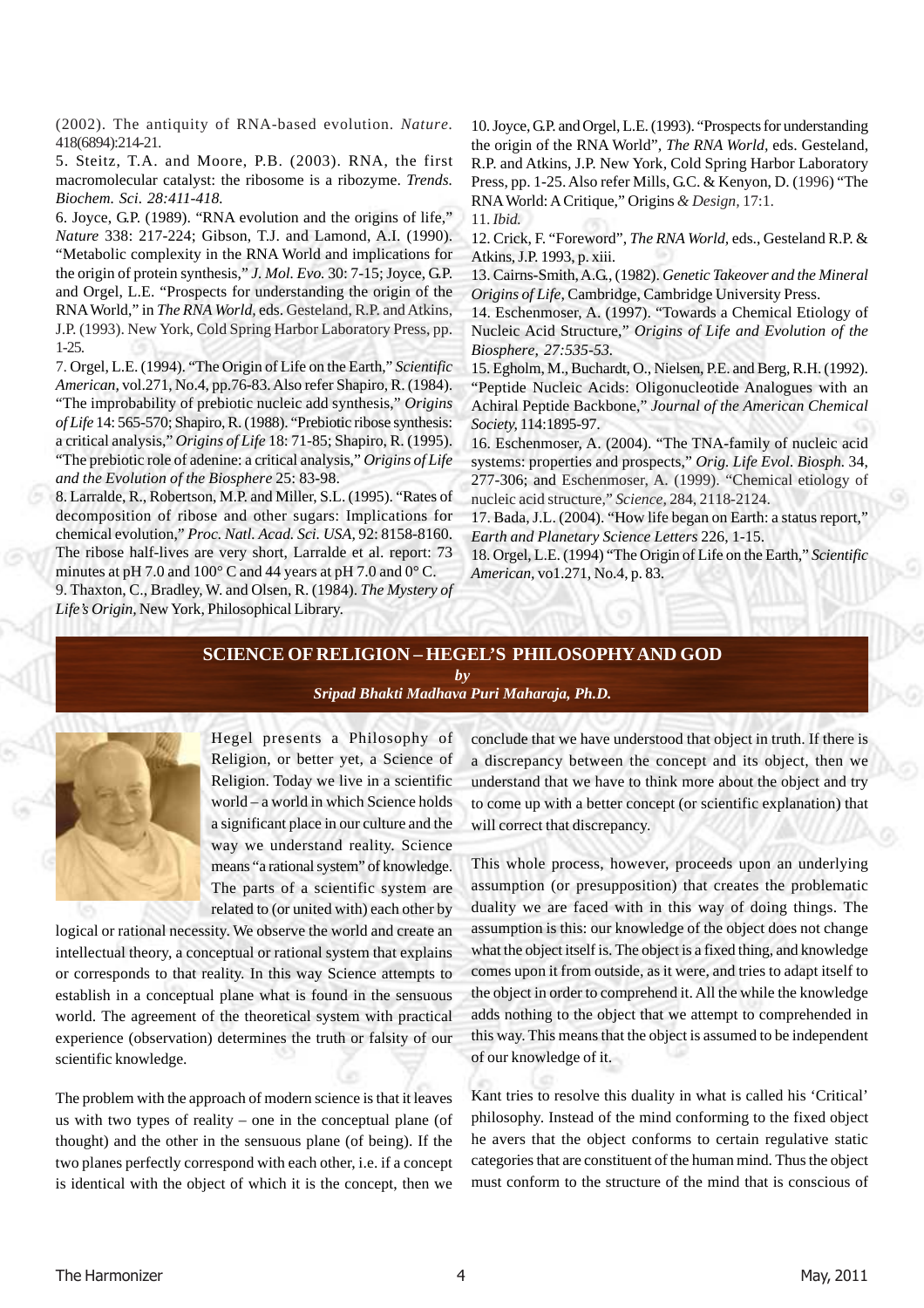(2002). The antiquity of RNA-based evolution. *Nature.* 418(6894):214-21.

5. Steitz, T.A. and Moore, P.B. (2003). RNA, the first macromolecular catalyst: the ribosome is a ribozyme. *Trends. Biochem. Sci. 28:411-418.*

6. Joyce, G.P. (1989). "RNA evolution and the origins of life," *Nature* 338: 217-224; Gibson, T.J. and Lamond, A.I. (1990). "Metabolic complexity in the RNA World and implications for the origin of protein synthesis," *J. Mol. Evo.* 30: 7-15; Joyce, G.P. and Orgel, L.E. "Prospects for understanding the origin of the RNA World," in *The RNA World,* eds. Gesteland, R.P. and Atkins, J.P. (1993). New York, Cold Spring Harbor Laboratory Press, pp. 1-25.

7. Orgel, L.E. (1994). "The Origin of Life on the Earth," *Scientific American,* vol.271, No.4, pp.76-83. Also refer Shapiro, R. (1984). "The improbability of prebiotic nucleic add synthesis," *Origins of Life* 14: 565-570; Shapiro, R. (1988). "Prebiotic ribose synthesis: a critical analysis," *Origins of Life* 18: 71-85; Shapiro, R. (1995). "The prebiotic role of adenine: a critical analysis," *Origins of Life and the Evolution of the Biosphere* 25: 83-98.

8. Larralde, R., Robertson, M.P. and Miller, S.L. (1995). "Rates of decomposition of ribose and other sugars: Implications for chemical evolution," *Proc. Natl. Acad. Sci. USA,* 92: 8158-8160. The ribose half-lives are very short, Larralde et al. report: 73 minutes at pH 7.0 and 100° C and 44 years at pH 7.0 and 0° C.

9. Thaxton, C., Bradley, W. and Olsen, R. (1984). *The Mystery of Life's Origin,* New York, Philosophical Library.

10. Joyce, G.P. and Orgel, L.E. (1993). "Prospects for understanding the origin of the RNA World", *The RNA World,* eds. Gesteland, R.P. and Atkins, J.P. New York, Cold Spring Harbor Laboratory Press, pp. 1-25. Also refer Mills, G.C. & Kenyon, D. (1996) "The RNA World: A Critique," Origins *& Design,* 17:1.

11. *Ibid.*

12. Crick, F. "Foreword", *The RNA World,* eds., Gesteland R.P. & Atkins, J.P. 1993, p. xiii.

13. Cairns-Smith, A.G., (1982). *Genetic Takeover and the Mineral Origins of Life,* Cambridge, Cambridge University Press.

14. Eschenmoser, A. (1997). "Towards a Chemical Etiology of Nucleic Acid Structure," *Origins of Life and Evolution of the Biosphere, 27:535-53.*

15. Egholm, M., Buchardt, O., Nielsen, P.E. and Berg, R.H. (1992). "Peptide Nucleic Acids: Oligonucleotide Analogues with an Achiral Peptide Backbone," *Journal of the American Chemical Society,* 114:1895-97.

16. Eschenmoser, A. (2004). "The TNA-family of nucleic acid systems: properties and prospects," *Orig. Life Evol. Biosph.* 34, 277-306; and Eschenmoser, A. (1999). "Chemical etiology of nucleic acid structure," *Science,* 284, 2118-2124.

17. Bada, J.L. (2004). "How life began on Earth: a status report," *Earth and Planetary Science Letters* 226, 1-15.

18. Orgel, L.E. (1994) "The Origin of Life on the Earth," *Scientific American,* vo1.271, No.4, p. 83.

## SCIENCE OF RELIGION – HEGEL'S PHILOSOPHY AND GOD

***by***

***Sripad Bhakti Madhava Puri Maharaja, Ph.D.***

Hegel presents a Philosophy of Religion, or better yet, a Science of Religion. Today we live in a scientific world – a world in which Science holds a significant place in our culture and the way we understand reality. Science means "a rational system" of knowledge. The parts of a scientific system are related to (or united with) each other by logical or rational necessity. We observe the world and create an intellectual theory, a conceptual or rational system that explains or corresponds to that reality. In this way Science attempts to establish in a conceptual plane what is found in the sensuous world. The agreement of the theoretical system with practical experience (observation) determines the truth or falsity of our scientific knowledge.

The problem with the approach of modern science is that it leaves us with two types of reality – one in the conceptual plane (of thought) and the other in the sensuous plane (of being). If the two planes perfectly correspond with each other, i.e. if a concept is identical with the object of which it is the concept, then we conclude that we have understood that object in truth. If there is a discrepancy between the concept and its object, then we understand that we have to think more about the object and try to come up with a better concept (or scientific explanation) that will correct that discrepancy.

This whole process, however, proceeds upon an underlying assumption (or presupposition) that creates the problematic duality we are faced with in this way of doing things. The assumption is this: our knowledge of the object does not change what the object itself is. The object is a fixed thing, and knowledge comes upon it from outside, as it were, and tries to adapt itself to the object in order to comprehend it. All the while the knowledge adds nothing to the object that we attempt to comprehended in this way. This means that the object is assumed to be independent of our knowledge of it.

Kant tries to resolve this duality in what is called his 'Critical' philosophy. Instead of the mind conforming to the fixed object he avers that the object conforms to certain regulative static categories that are constituent of the human mind. Thus the object must conform to the structure of the mind that is conscious of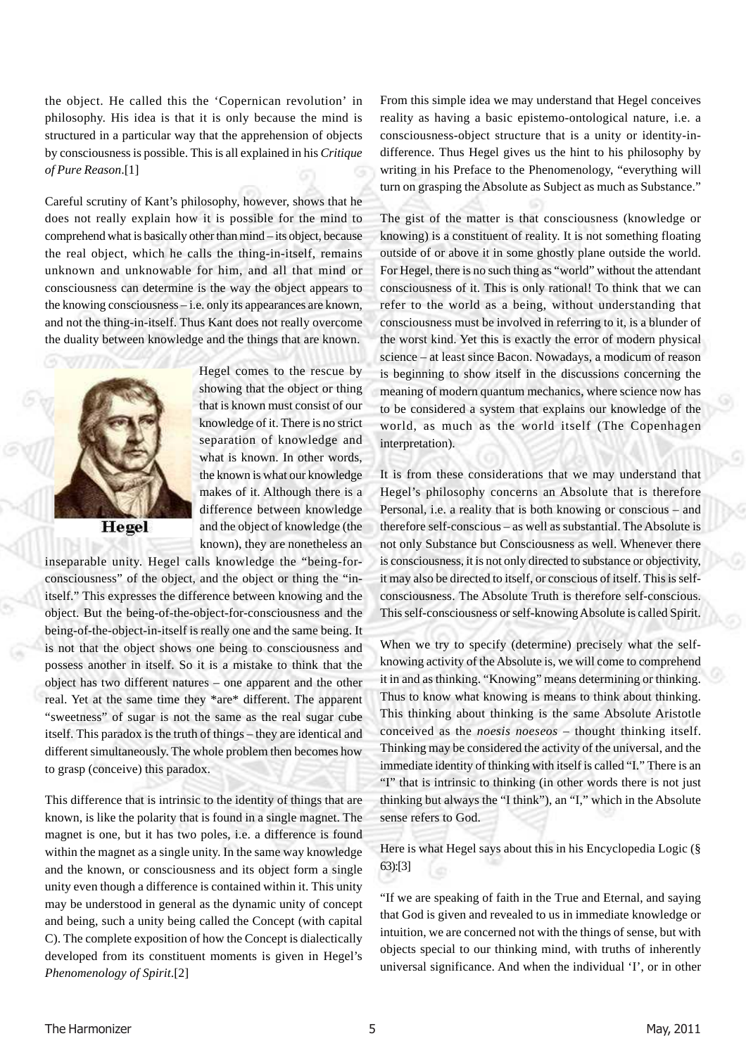the object. He called this the 'Copernican revolution' in philosophy. His idea is that it is only because the mind is structured in a particular way that the apprehension of objects by consciousness is possible. This is all explained in his *Critique of Pure Reason*.[1]

Careful scrutiny of Kant's philosophy, however, shows that he does not really explain how it is possible for the mind to comprehend what is basically other than mind – its object, because the real object, which he calls the thing-in-itself, remains unknown and unknowable for him, and all that mind or consciousness can determine is the way the object appears to the knowing consciousness – i.e. only its appearances are known, and not the thing-in-itself. Thus Kant does not really overcome the duality between knowledge and the things that are known.

Hegel

Hegel comes to the rescue by showing that the object or thing that is known must consist of our knowledge of it. There is no strict separation of knowledge and what is known. In other words, the known is what our knowledge makes of it. Although there is a difference between knowledge and the object of knowledge (the known), they are nonetheless an inseparable unity. Hegel calls knowledge the "being-for-consciousness" of the object, and the object or thing the "in-itself." This expresses the difference between knowing and the object. But the being-of-the-object-for-consciousness and the being-of-the-object-in-itself is really one and the same being. It is not that the object shows one being to consciousness and possess another in itself. So it is a mistake to think that the object has two different natures – one apparent and the other real. Yet at the same time they *are* different. The apparent "sweetness" of sugar is not the same as the real sugar cube itself. This paradox is the truth of things – they are identical and different simultaneously. The whole problem then becomes how to grasp (conceive) this paradox.

This difference that is intrinsic to the identity of things that are known, is like the polarity that is found in a single magnet. The magnet is one, but it has two poles, i.e. a difference is found within the magnet as a single unity. In the same way knowledge and the known, or consciousness and its object form a single unity even though a difference is contained within it. This unity may be understood in general as the dynamic unity of concept and being, such a unity being called the Concept (with capital C). The complete exposition of how the Concept is dialectically developed from its constituent moments is given in Hegel's *Phenomenology of Spirit*.[2]

From this simple idea we may understand that Hegel conceives reality as having a basic epistemo-ontological nature, i.e. a consciousness-object structure that is a unity or identity-in-difference. Thus Hegel gives us the hint to his philosophy by writing in his Preface to the Phenomenology, "everything will turn on grasping the Absolute as Subject as much as Substance."

The gist of the matter is that consciousness (knowledge or knowing) is a constituent of reality. It is not something floating outside of or above it in some ghostly plane outside the world. For Hegel, there is no such thing as "world" without the attendant consciousness of it. This is only rational! To think that we can refer to the world as a being, without understanding that consciousness must be involved in referring to it, is a blunder of the worst kind. Yet this is exactly the error of modern physical science – at least since Bacon. Nowadays, a modicum of reason is beginning to show itself in the discussions concerning the meaning of modern quantum mechanics, where science now has to be considered a system that explains our knowledge of the world, as much as the world itself (The Copenhagen interpretation).

It is from these considerations that we may understand that Hegel's philosophy concerns an Absolute that is therefore Personal, i.e. a reality that is both knowing or conscious – and therefore self-conscious – as well as substantial. The Absolute is not only Substance but Consciousness as well. Whenever there is consciousness, it is not only directed to substance or objectivity, it may also be directed to itself, or conscious of itself. This is self-consciousness. The Absolute Truth is therefore self-conscious. This self-consciousness or self-knowing Absolute is called Spirit.

When we try to specify (determine) precisely what the self-knowing activity of the Absolute is, we will come to comprehend it in and as thinking. "Knowing" means determining or thinking. Thus to know what knowing is means to think about thinking. This thinking about thinking is the same Absolute Aristotle conceived as the *noesis noeseos* – thought thinking itself. Thinking may be considered the activity of the universal, and the immediate identity of thinking with itself is called "I." There is an "I" that is intrinsic to thinking (in other words there is not just thinking but always the "I think"), an "I," which in the Absolute sense refers to God.

Here is what Hegel says about this in his Encyclopedia Logic (§ 63):[3]

"If we are speaking of faith in the True and Eternal, and saying that God is given and revealed to us in immediate knowledge or intuition, we are concerned not with the things of sense, but with objects special to our thinking mind, with truths of inherently universal significance. And when the individual 'I', or in other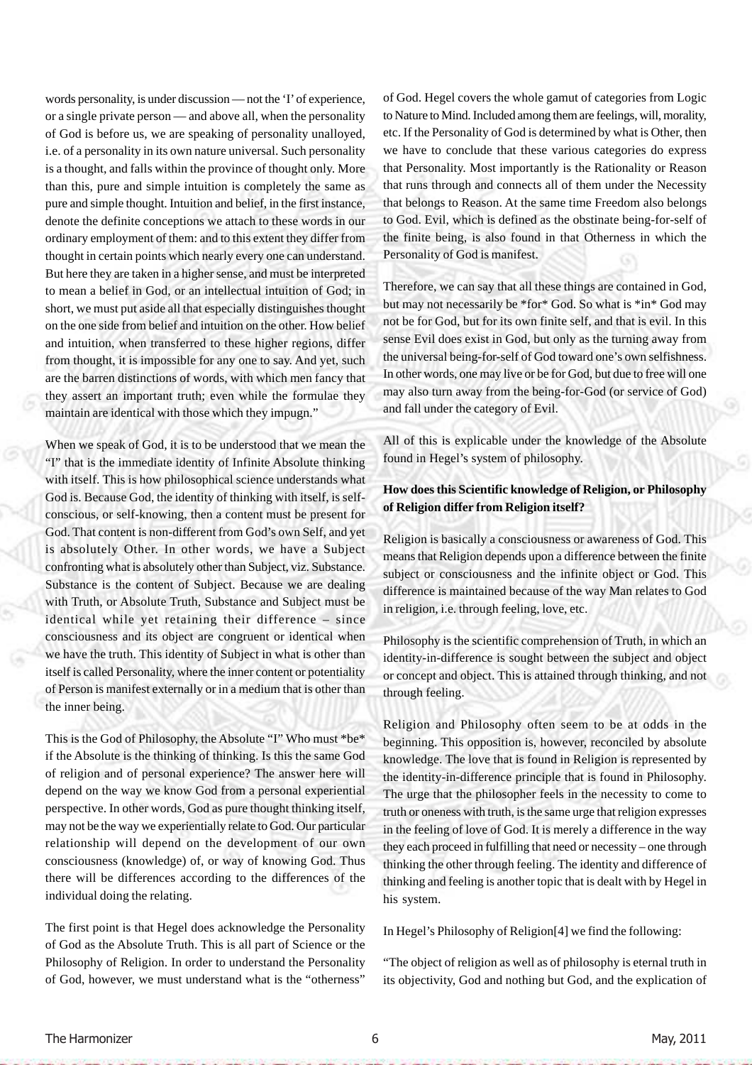words personality, is under discussion — not the 'I' of experience, or a single private person — and above all, when the personality of God is before us, we are speaking of personality unalloyed, i.e. of a personality in its own nature universal. Such personality is a thought, and falls within the province of thought only. More than this, pure and simple intuition is completely the same as pure and simple thought. Intuition and belief, in the first instance, denote the definite conceptions we attach to these words in our ordinary employment of them: and to this extent they differ from thought in certain points which nearly every one can understand. But here they are taken in a higher sense, and must be interpreted to mean a belief in God, or an intellectual intuition of God; in short, we must put aside all that especially distinguishes thought on the one side from belief and intuition on the other. How belief and intuition, when transferred to these higher regions, differ from thought, it is impossible for any one to say. And yet, such are the barren distinctions of words, with which men fancy that they assert an important truth; even while the formulae they maintain are identical with those which they impugn."

When we speak of God, it is to be understood that we mean the "I" that is the immediate identity of Infinite Absolute thinking with itself. This is how philosophical science understands what God is. Because God, the identity of thinking with itself, is self-conscious, or self-knowing, then a content must be present for God. That content is non-different from God's own Self, and yet is absolutely Other. In other words, we have a Subject confronting what is absolutely other than Subject, viz. Substance. Substance is the content of Subject. Because we are dealing with Truth, or Absolute Truth, Substance and Subject must be identical while yet retaining their difference – since consciousness and its object are congruent or identical when we have the truth. This identity of Subject in what is other than itself is called Personality, where the inner content or potentiality of Person is manifest externally or in a medium that is other than the inner being.

This is the God of Philosophy, the Absolute "I" Who must *be* if the Absolute is the thinking of thinking. Is this the same God of religion and of personal experience? The answer here will depend on the way we know God from a personal experiential perspective. In other words, God as pure thought thinking itself, may not be the way we experientially relate to God. Our particular relationship will depend on the development of our own consciousness (knowledge) of, or way of knowing God. Thus there will be differences according to the differences of the individual doing the relating.

The first point is that Hegel does acknowledge the Personality of God as the Absolute Truth. This is all part of Science or the Philosophy of Religion. In order to understand the Personality of God, however, we must understand what is the "otherness" of God. Hegel covers the whole gamut of categories from Logic to Nature to Mind. Included among them are feelings, will, morality, etc. If the Personality of God is determined by what is Other, then we have to conclude that these various categories do express that Personality. Most importantly is the Rationality or Reason that runs through and connects all of them under the Necessity that belongs to Reason. At the same time Freedom also belongs to God. Evil, which is defined as the obstinate being-for-self of the finite being, is also found in that Otherness in which the Personality of God is manifest.

Therefore, we can say that all these things are contained in God, but may not necessarily be *for* God. So what is *in* God may not be for God, but for its own finite self, and that is evil. In this sense Evil does exist in God, but only as the turning away from the universal being-for-self of God toward one's own selfishness. In other words, one may live or be for God, but due to free will one may also turn away from the being-for-God (or service of God) and fall under the category of Evil.

All of this is explicable under the knowledge of the Absolute found in Hegel's system of philosophy.

**How does this Scientific knowledge of Religion, or Philosophy of Religion differ from Religion itself?**

Religion is basically a consciousness or awareness of God. This means that Religion depends upon a difference between the finite subject or consciousness and the infinite object or God. This difference is maintained because of the way Man relates to God in religion, i.e. through feeling, love, etc.

Philosophy is the scientific comprehension of Truth, in which an identity-in-difference is sought between the subject and object or concept and object. This is attained through thinking, and not through feeling.

Religion and Philosophy often seem to be at odds in the beginning. This opposition is, however, reconciled by absolute knowledge. The love that is found in Religion is represented by the identity-in-difference principle that is found in Philosophy. The urge that the philosopher feels in the necessity to come to truth or oneness with truth, is the same urge that religion expresses in the feeling of love of God. It is merely a difference in the way they each proceed in fulfilling that need or necessity – one through thinking the other through feeling. The identity and difference of thinking and feeling is another topic that is dealt with by Hegel in his system.

In Hegel's Philosophy of Religion[4] we find the following:

"The object of religion as well as of philosophy is eternal truth in its objectivity, God and nothing but God, and the explication of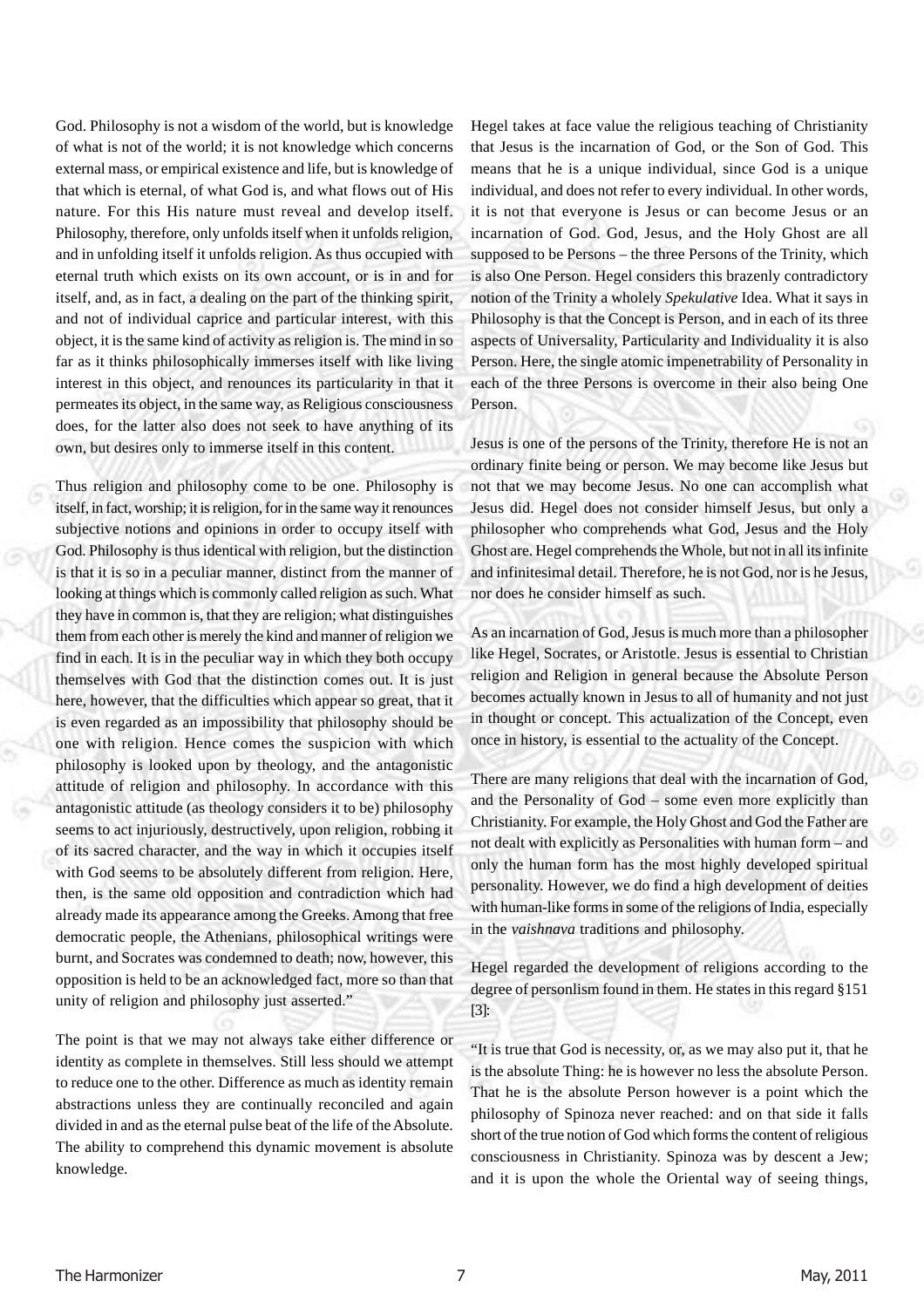God. Philosophy is not a wisdom of the world, but is knowledge of what is not of the world; it is not knowledge which concerns external mass, or empirical existence and life, but is knowledge of that which is eternal, of what God is, and what flows out of His nature. For this His nature must reveal and develop itself. Philosophy, therefore, only unfolds itself when it unfolds religion, and in unfolding itself it unfolds religion. As thus occupied with eternal truth which exists on its own account, or is in and for itself, and, as in fact, a dealing on the part of the thinking spirit, and not of individual caprice and particular interest, with this object, it is the same kind of activity as religion is. The mind in so far as it thinks philosophically immerses itself with like living interest in this object, and renounces its particularity in that it permeates its object, in the same way, as Religious consciousness does, for the latter also does not seek to have anything of its own, but desires only to immerse itself in this content.

Thus religion and philosophy come to be one. Philosophy is itself, in fact, worship; it is religion, for in the same way it renounces subjective notions and opinions in order to occupy itself with God. Philosophy is thus identical with religion, but the distinction is that it is so in a peculiar manner, distinct from the manner of looking at things which is commonly called religion as such. What they have in common is, that they are religion; what distinguishes them from each other is merely the kind and manner of religion we find in each. It is in the peculiar way in which they both occupy themselves with God that the distinction comes out. It is just here, however, that the difficulties which appear so great, that it is even regarded as an impossibility that philosophy should be one with religion. Hence comes the suspicion with which philosophy is looked upon by theology, and the antagonistic attitude of religion and philosophy. In accordance with this antagonistic attitude (as theology considers it to be) philosophy seems to act injuriously, destructively, upon religion, robbing it of its sacred character, and the way in which it occupies itself with God seems to be absolutely different from religion. Here, then, is the same old opposition and contradiction which had already made its appearance among the Greeks. Among that free democratic people, the Athenians, philosophical writings were burnt, and Socrates was condemned to death; now, however, this opposition is held to be an acknowledged fact, more so than that unity of religion and philosophy just asserted."

The point is that we may not always take either difference or identity as complete in themselves. Still less should we attempt to reduce one to the other. Difference as much as identity remain abstractions unless they are continually reconciled and again divided in and as the eternal pulse beat of the life of the Absolute. The ability to comprehend this dynamic movement is absolute knowledge.

Hegel takes at face value the religious teaching of Christianity that Jesus is the incarnation of God, or the Son of God. This means that he is a unique individual, since God is a unique individual, and does not refer to every individual. In other words, it is not that everyone is Jesus or can become Jesus or an incarnation of God. God, Jesus, and the Holy Ghost are all supposed to be Persons – the three Persons of the Trinity, which is also One Person. Hegel considers this brazenly contradictory notion of the Trinity a wholely *Spekulative* Idea. What it says in Philosophy is that the Concept is Person, and in each of its three aspects of Universality, Particularity and Individuality it is also Person. Here, the single atomic impenetrability of Personality in each of the three Persons is overcome in their also being One Person.

Jesus is one of the persons of the Trinity, therefore He is not an ordinary finite being or person. We may become like Jesus but not that we may become Jesus. No one can accomplish what Jesus did. Hegel does not consider himself Jesus, but only a philosopher who comprehends what God, Jesus and the Holy Ghost are. Hegel comprehends the Whole, but not in all its infinite and infinitesimal detail. Therefore, he is not God, nor is he Jesus, nor does he consider himself as such.

As an incarnation of God, Jesus is much more than a philosopher like Hegel, Socrates, or Aristotle. Jesus is essential to Christian religion and Religion in general because the Absolute Person becomes actually known in Jesus to all of humanity and not just in thought or concept. This actualization of the Concept, even once in history, is essential to the actuality of the Concept.

There are many religions that deal with the incarnation of God, and the Personality of God – some even more explicitly than Christianity. For example, the Holy Ghost and God the Father are not dealt with explicitly as Personalities with human form – and only the human form has the most highly developed spiritual personality. However, we do find a high development of deities with human-like forms in some of the religions of India, especially in the *vaishnava* traditions and philosophy.

Hegel regarded the development of religions according to the degree of personlism found in them. He states in this regard §151 [3]:

"It is true that God is necessity, or, as we may also put it, that he is the absolute Thing: he is however no less the absolute Person. That he is the absolute Person however is a point which the philosophy of Spinoza never reached: and on that side it falls short of the true notion of God which forms the content of religious consciousness in Christianity. Spinoza was by descent a Jew; and it is upon the whole the Oriental way of seeing things,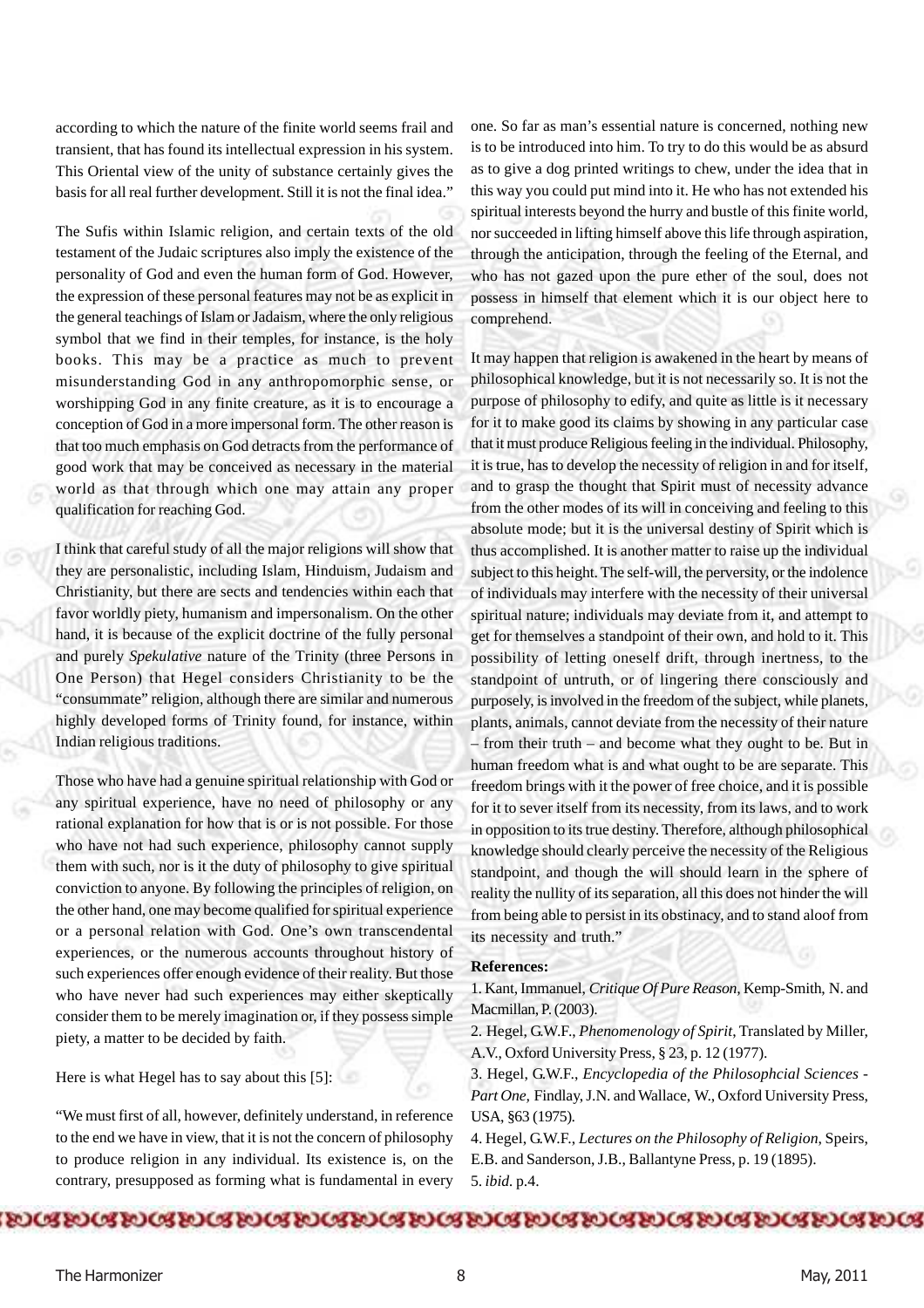according to which the nature of the finite world seems frail and transient, that has found its intellectual expression in his system. This Oriental view of the unity of substance certainly gives the basis for all real further development. Still it is not the final idea."

The Sufis within Islamic religion, and certain texts of the old testament of the Judaic scriptures also imply the existence of the personality of God and even the human form of God. However, the expression of these personal features may not be as explicit in the general teachings of Islam or Jadaism, where the only religious symbol that we find in their temples, for instance, is the holy books. This may be a practice as much to prevent misunderstanding God in any anthropomorphic sense, or worshipping God in any finite creature, as it is to encourage a conception of God in a more impersonal form. The other reason is that too much emphasis on God detracts from the performance of good work that may be conceived as necessary in the material world as that through which one may attain any proper qualification for reaching God.

I think that careful study of all the major religions will show that they are personalistic, including Islam, Hinduism, Judaism and Christianity, but there are sects and tendencies within each that favor worldly piety, humanism and impersonalism. On the other hand, it is because of the explicit doctrine of the fully personal and purely *Spekulative* nature of the Trinity (three Persons in One Person) that Hegel considers Christianity to be the "consummate" religion, although there are similar and numerous highly developed forms of Trinity found, for instance, within Indian religious traditions.

Those who have had a genuine spiritual relationship with God or any spiritual experience, have no need of philosophy or any rational explanation for how that is or is not possible. For those who have not had such experience, philosophy cannot supply them with such, nor is it the duty of philosophy to give spiritual conviction to anyone. By following the principles of religion, on the other hand, one may become qualified for spiritual experience or a personal relation with God. One's own transcendental experiences, or the numerous accounts throughout history of such experiences offer enough evidence of their reality. But those who have never had such experiences may either skeptically consider them to be merely imagination or, if they possess simple piety, a matter to be decided by faith.

Here is what Hegel has to say about this [5]:

"We must first of all, however, definitely understand, in reference to the end we have in view, that it is not the concern of philosophy to produce religion in any individual. Its existence is, on the contrary, presupposed as forming what is fundamental in every one. So far as man's essential nature is concerned, nothing new is to be introduced into him. To try to do this would be as absurd as to give a dog printed writings to chew, under the idea that in this way you could put mind into it. He who has not extended his spiritual interests beyond the hurry and bustle of this finite world, nor succeeded in lifting himself above this life through aspiration, through the anticipation, through the feeling of the Eternal, and who has not gazed upon the pure ether of the soul, does not possess in himself that element which it is our object here to comprehend.

It may happen that religion is awakened in the heart by means of philosophical knowledge, but it is not necessarily so. It is not the purpose of philosophy to edify, and quite as little is it necessary for it to make good its claims by showing in any particular case that it must produce Religious feeling in the individual. Philosophy, it is true, has to develop the necessity of religion in and for itself, and to grasp the thought that Spirit must of necessity advance from the other modes of its will in conceiving and feeling to this absolute mode; but it is the universal destiny of Spirit which is thus accomplished. It is another matter to raise up the individual subject to this height. The self-will, the perversity, or the indolence of individuals may interfere with the necessity of their universal spiritual nature; individuals may deviate from it, and attempt to get for themselves a standpoint of their own, and hold to it. This possibility of letting oneself drift, through inertness, to the standpoint of untruth, or of lingering there consciously and purposely, is involved in the freedom of the subject, while planets, plants, animals, cannot deviate from the necessity of their nature – from their truth – and become what they ought to be. But in human freedom what is and what ought to be are separate. This freedom brings with it the power of free choice, and it is possible for it to sever itself from its necessity, from its laws, and to work in opposition to its true destiny. Therefore, although philosophical knowledge should clearly perceive the necessity of the Religious standpoint, and though the will should learn in the sphere of reality the nullity of its separation, all this does not hinder the will from being able to persist in its obstinacy, and to stand aloof from its necessity and truth."

**References:**

1. Kant, Immanuel, *Critique Of Pure Reason*, Kemp-Smith, N. and Macmillan, P. (2003).

2. Hegel, G.W.F., *Phenomenology of Spirit*, Translated by Miller, A.V., Oxford University Press, § 23, p. 12 (1977).

3. Hegel, G.W.F., *Encyclopedia of the Philosophcial Sciences - Part One,* Findlay, J.N. and Wallace, W., Oxford University Press, USA, §63 (1975).

4. Hegel, G.W.F., *Lectures on the Philosophy of Religion*, Speirs, E.B. and Sanderson, J.B., Ballantyne Press, p. 19 (1895).

5. *ibid.* p.4.